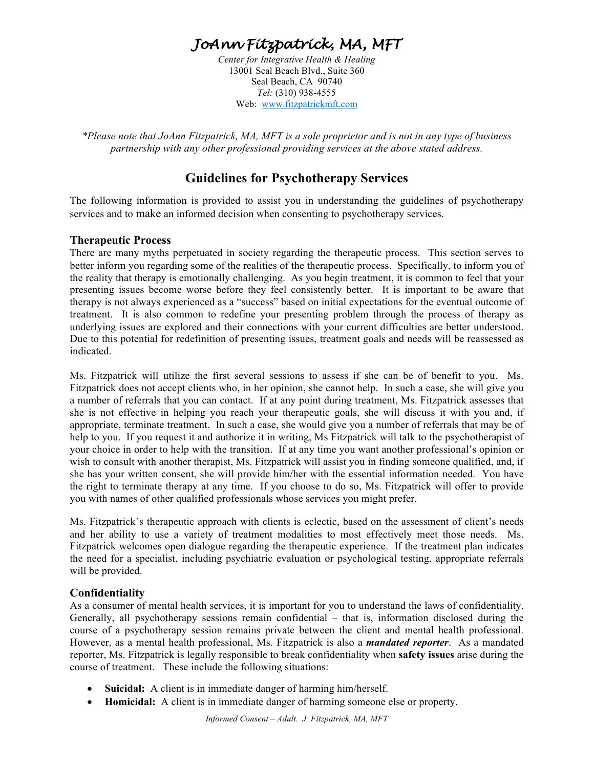# JoAnn Fitzpatrick, MA, MFT

*Center for Integrative Health & Healing*
13001 Seal Beach Blvd., Suite 360
Seal Beach, CA 90740
*Tel:* (310) 938-4555
Web: www.fitzpatrickmft.com

**Please note that JoAnn Fitzpatrick, MA, MFT is a sole proprietor and is not in any type of business partnership with any other professional providing services at the above stated address.*

## Guidelines for Psychotherapy Services

The following information is provided to assist you in understanding the guidelines of psychotherapy services and to make an informed decision when consenting to psychotherapy services.

### Therapeutic Process

There are many myths perpetuated in society regarding the therapeutic process. This section serves to better inform you regarding some of the realities of the therapeutic process. Specifically, to inform you of the reality that therapy is emotionally challenging. As you begin treatment, it is common to feel that your presenting issues become worse before they feel consistently better. It is important to be aware that therapy is not always experienced as a "success" based on initial expectations for the eventual outcome of treatment. It is also common to redefine your presenting problem through the process of therapy as underlying issues are explored and their connections with your current difficulties are better understood. Due to this potential for redefinition of presenting issues, treatment goals and needs will be reassessed as indicated.

Ms. Fitzpatrick will utilize the first several sessions to assess if she can be of benefit to you. Ms. Fitzpatrick does not accept clients who, in her opinion, she cannot help. In such a case, she will give you a number of referrals that you can contact. If at any point during treatment, Ms. Fitzpatrick assesses that she is not effective in helping you reach your therapeutic goals, she will discuss it with you and, if appropriate, terminate treatment. In such a case, she would give you a number of referrals that may be of help to you. If you request it and authorize it in writing, Ms Fitzpatrick will talk to the psychotherapist of your choice in order to help with the transition. If at any time you want another professional's opinion or wish to consult with another therapist, Ms. Fitzpatrick will assist you in finding someone qualified, and, if she has your written consent, she will provide him/her with the essential information needed. You have the right to terminate therapy at any time. If you choose to do so, Ms. Fitzpatrick will offer to provide you with names of other qualified professionals whose services you might prefer.

Ms. Fitzpatrick's therapeutic approach with clients is eclectic, based on the assessment of client's needs and her ability to use a variety of treatment modalities to most effectively meet those needs. Ms. Fitzpatrick welcomes open dialogue regarding the therapeutic experience. If the treatment plan indicates the need for a specialist, including psychiatric evaluation or psychological testing, appropriate referrals will be provided.

### Confidentiality

As a consumer of mental health services, it is important for you to understand the laws of confidentiality. Generally, all psychotherapy sessions remain confidential – that is, information disclosed during the course of a psychotherapy session remains private between the client and mental health professional. However, as a mental health professional, Ms. Fitzpatrick is also a ***mandated reporter***. As a mandated reporter, Ms. Fitzpatrick is legally responsible to break confidentiality when **safety issues** arise during the course of treatment. These include the following situations:

- **Suicidal:** A client is in immediate danger of harming him/herself.
- **Homicidal:** A client is in immediate danger of harming someone else or property.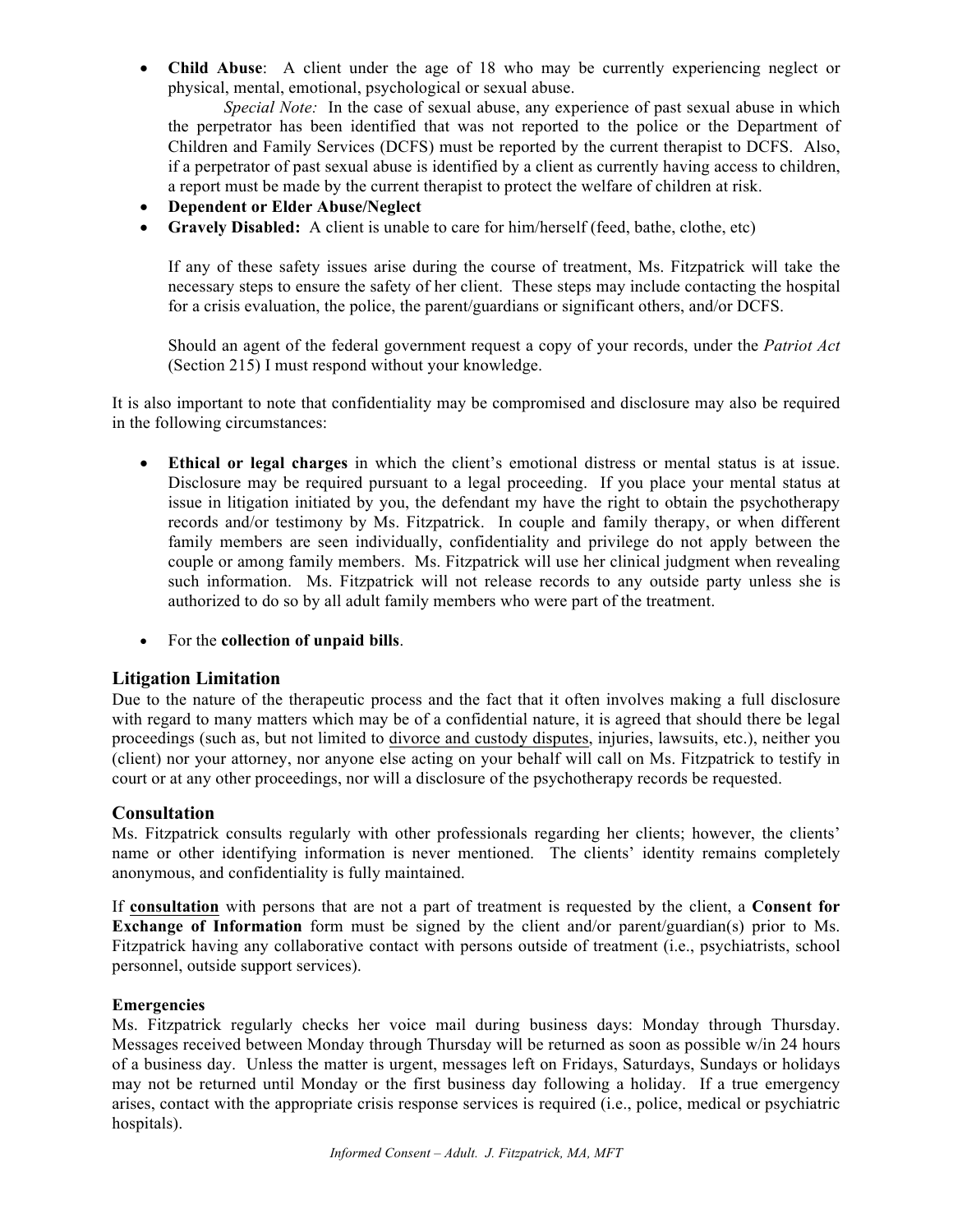- **Child Abuse**: A client under the age of 18 who may be currently experiencing neglect or physical, mental, emotional, psychological or sexual abuse.

  *Special Note:* In the case of sexual abuse, any experience of past sexual abuse in which the perpetrator has been identified that was not reported to the police or the Department of Children and Family Services (DCFS) must be reported by the current therapist to DCFS. Also, if a perpetrator of past sexual abuse is identified by a client as currently having access to children, a report must be made by the current therapist to protect the welfare of children at risk.
- **Dependent or Elder Abuse/Neglect**
- **Gravely Disabled:** A client is unable to care for him/herself (feed, bathe, clothe, etc)

  If any of these safety issues arise during the course of treatment, Ms. Fitzpatrick will take the necessary steps to ensure the safety of her client. These steps may include contacting the hospital for a crisis evaluation, the police, the parent/guardians or significant others, and/or DCFS.

  Should an agent of the federal government request a copy of your records, under the *Patriot Act* (Section 215) I must respond without your knowledge.

It is also important to note that confidentiality may be compromised and disclosure may also be required in the following circumstances:

- **Ethical or legal charges** in which the client's emotional distress or mental status is at issue. Disclosure may be required pursuant to a legal proceeding. If you place your mental status at issue in litigation initiated by you, the defendant my have the right to obtain the psychotherapy records and/or testimony by Ms. Fitzpatrick. In couple and family therapy, or when different family members are seen individually, confidentiality and privilege do not apply between the couple or among family members. Ms. Fitzpatrick will use her clinical judgment when revealing such information. Ms. Fitzpatrick will not release records to any outside party unless she is authorized to do so by all adult family members who were part of the treatment.

- For the **collection of unpaid bills**.

## Litigation Limitation

Due to the nature of the therapeutic process and the fact that it often involves making a full disclosure with regard to many matters which may be of a confidential nature, it is agreed that should there be legal proceedings (such as, but not limited to divorce and custody disputes, injuries, lawsuits, etc.), neither you (client) nor your attorney, nor anyone else acting on your behalf will call on Ms. Fitzpatrick to testify in court or at any other proceedings, nor will a disclosure of the psychotherapy records be requested.

## Consultation

Ms. Fitzpatrick consults regularly with other professionals regarding her clients; however, the clients' name or other identifying information is never mentioned. The clients' identity remains completely anonymous, and confidentiality is fully maintained.

If **consultation** with persons that are not a part of treatment is requested by the client, a **Consent for Exchange of Information** form must be signed by the client and/or parent/guardian(s) prior to Ms. Fitzpatrick having any collaborative contact with persons outside of treatment (i.e., psychiatrists, school personnel, outside support services).

### Emergencies

Ms. Fitzpatrick regularly checks her voice mail during business days: Monday through Thursday. Messages received between Monday through Thursday will be returned as soon as possible w/in 24 hours of a business day. Unless the matter is urgent, messages left on Fridays, Saturdays, Sundays or holidays may not be returned until Monday or the first business day following a holiday. If a true emergency arises, contact with the appropriate crisis response services is required (i.e., police, medical or psychiatric hospitals).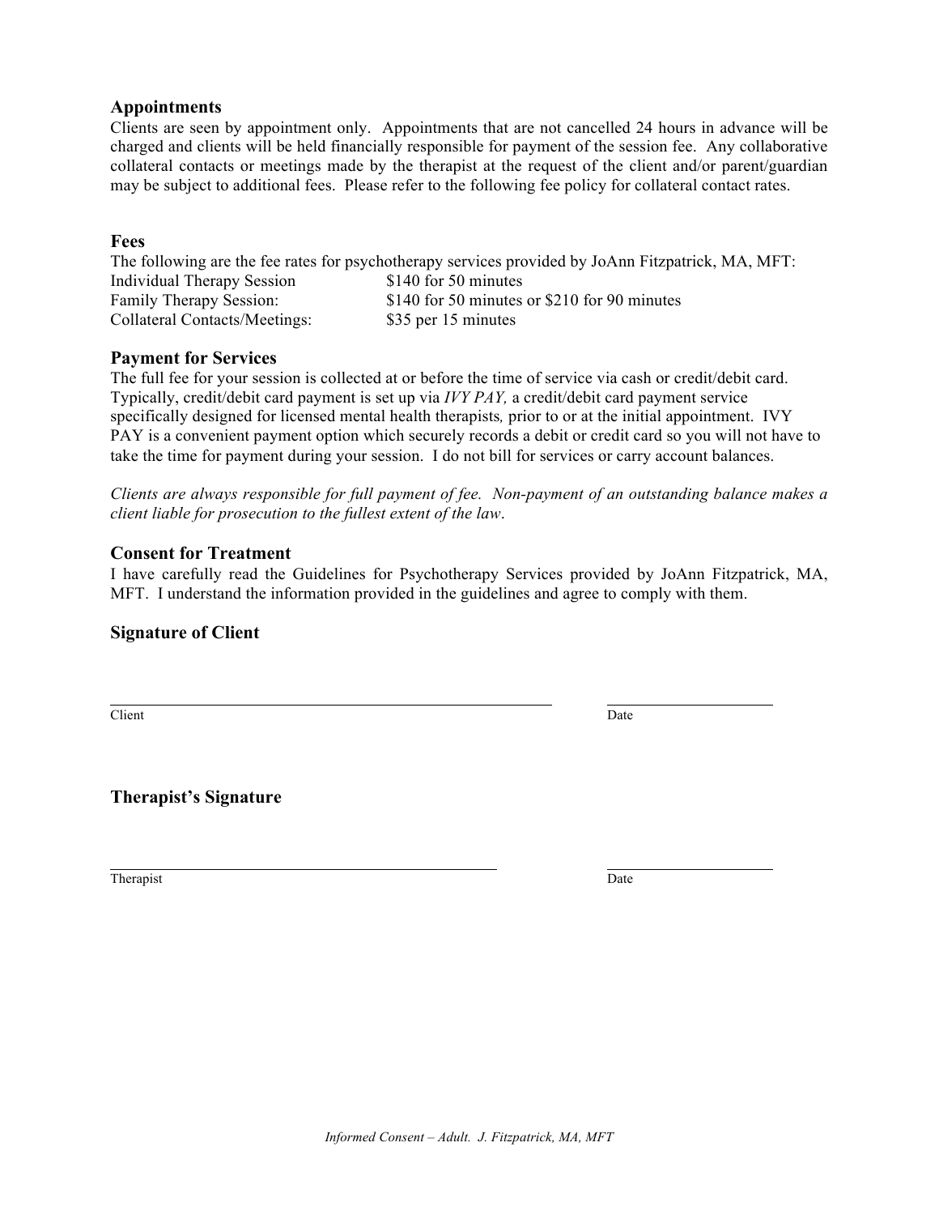## Appointments

Clients are seen by appointment only. Appointments that are not cancelled 24 hours in advance will be charged and clients will be held financially responsible for payment of the session fee. Any collaborative collateral contacts or meetings made by the therapist at the request of the client and/or parent/guardian may be subject to additional fees. Please refer to the following fee policy for collateral contact rates.

## Fees

The following are the fee rates for psychotherapy services provided by JoAnn Fitzpatrick, MA, MFT:

| | |
|---|---|
| Individual Therapy Session | $140 for 50 minutes |
| Family Therapy Session: | $140 for 50 minutes or $210 for 90 minutes |
| Collateral Contacts/Meetings: | $35 per 15 minutes |

## Payment for Services

The full fee for your session is collected at or before the time of service via cash or credit/debit card. Typically, credit/debit card payment is set up via *IVY PAY,* a credit/debit card payment service specifically designed for licensed mental health therapists, prior to or at the initial appointment. IVY PAY is a convenient payment option which securely records a debit or credit card so you will not have to take the time for payment during your session. I do not bill for services or carry account balances.

*Clients are always responsible for full payment of fee. Non-payment of an outstanding balance makes a client liable for prosecution to the fullest extent of the law*.

## Consent for Treatment

I have carefully read the Guidelines for Psychotherapy Services provided by JoAnn Fitzpatrick, MA, MFT. I understand the information provided in the guidelines and agree to comply with them.

## Signature of Client

______________________________________________ ____________________

Client Date

## Therapist's Signature

______________________________________________ ____________________

Therapist Date

*Informed Consent – Adult. J. Fitzpatrick, MA, MFT*